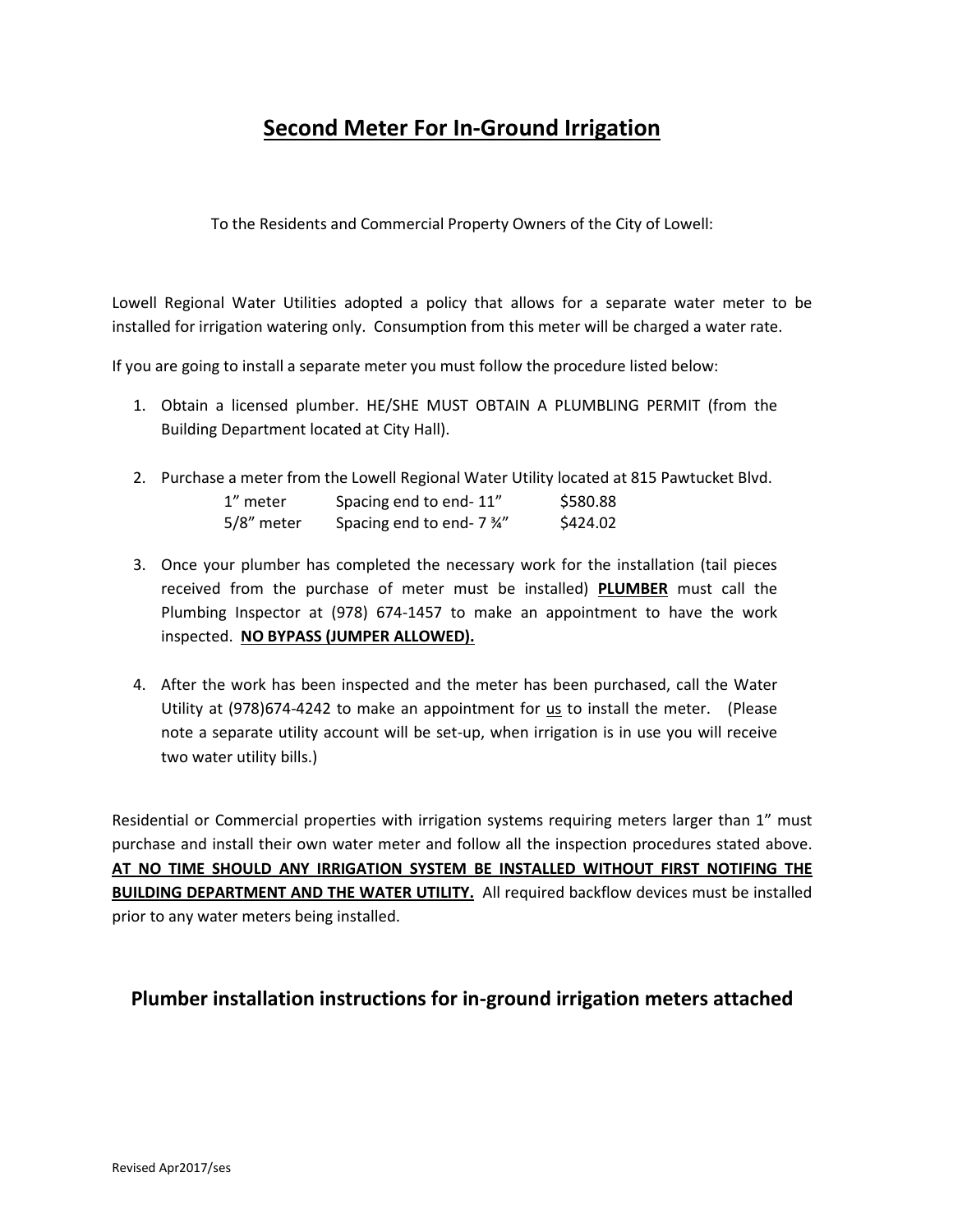# <u>Second Meter For In-Ground Irrigation</u>

To the Residents and Commercial Property Owners of the City of Lowell:

Lowell Regional Water Utilities adopted a policy that allows for a separate water meter to be installed for irrigation watering only. Consumption from this meter will be charged a water rate.

If you are going to install a separate meter you must follow the procedure listed below:

1. Obtain a licensed plumber. HE/SHE MUST OBTAIN A PLUMBLING PERMIT (from the Building Department located at City Hall).

2. Purchase a meter from the Lowell Regional Water Utility located at 815 Pawtucket Blvd.

   | | | |
   |---|---|---|
   | 1" meter | Spacing end to end- 11" | $580.88 |
   | 5/8" meter | Spacing end to end- 7 ¾" | $424.02 |

3. Once your plumber has completed the necessary work for the installation (tail pieces received from the purchase of meter must be installed) **<u>PLUMBER</u>** must call the Plumbing Inspector at (978) 674-1457 to make an appointment to have the work inspected. **<u>NO BYPASS (JUMPER ALLOWED).</u>**

4. After the work has been inspected and the meter has been purchased, call the Water Utility at (978)674-4242 to make an appointment for <u>us</u> to install the meter. (Please note a separate utility account will be set-up, when irrigation is in use you will receive two water utility bills.)

Residential or Commercial properties with irrigation systems requiring meters larger than 1" must purchase and install their own water meter and follow all the inspection procedures stated above. **<u>AT NO TIME SHOULD ANY IRRIGATION SYSTEM BE INSTALLED WITHOUT FIRST NOTIFING THE BUILDING DEPARTMENT AND THE WATER UTILITY.</u>** All required backflow devices must be installed prior to any water meters being installed.

## Plumber installation instructions for in-ground irrigation meters attached

Revised Apr2017/ses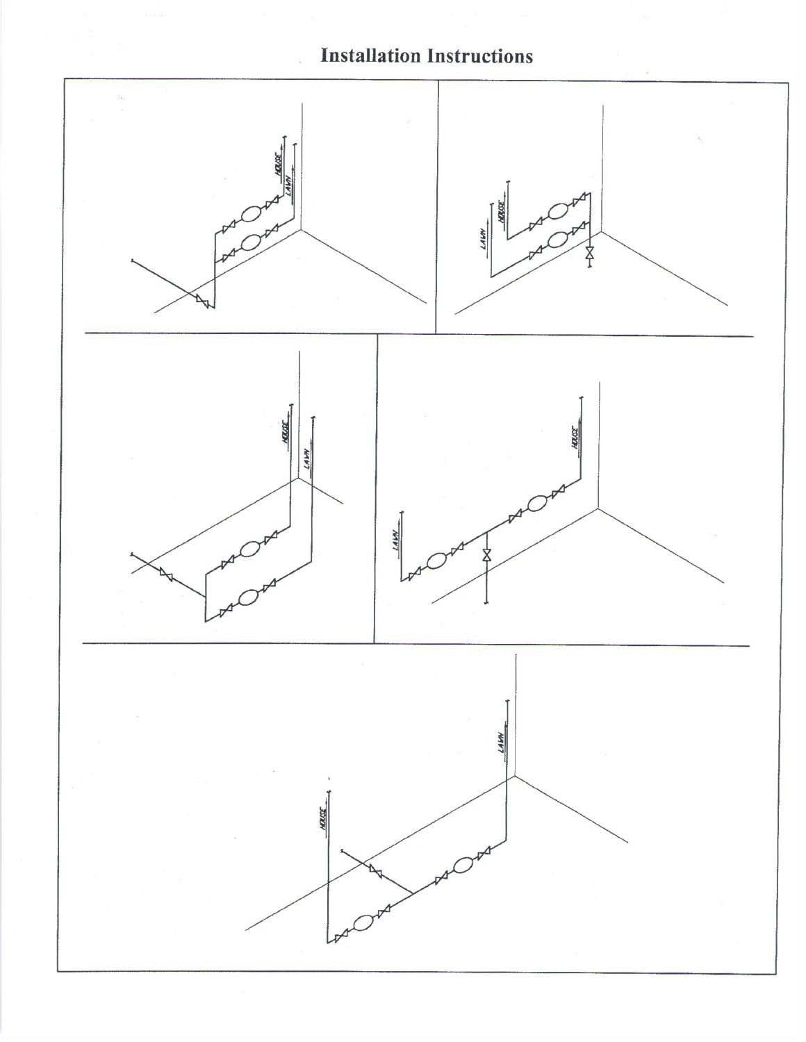# Installation Instructions

HOUSE
LAWN

HOUSE
LAWN

HOUSE
LAWN

LAWN
HOUSE

HOUSE
LAWN